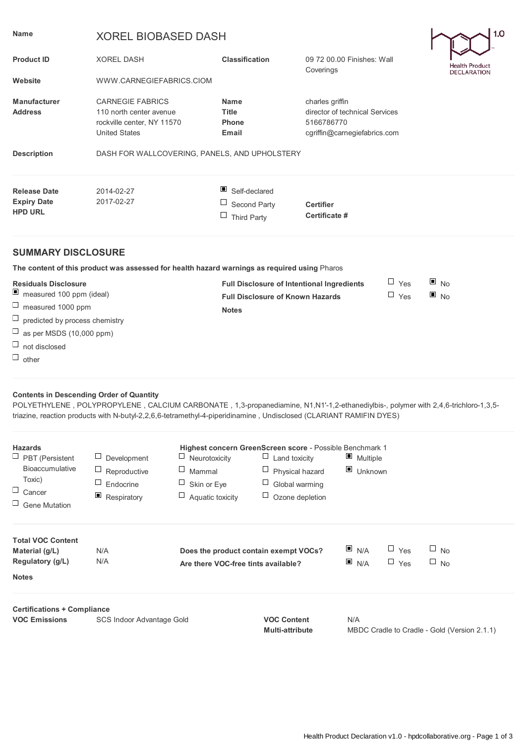| | | | |
|---|---|---|---|
| **Name** | XOREL BIOBASED DASH | | |
| **Product ID** | XOREL DASH | **Classification** | 09 72 00.00 Finishes: Wall Coverings |
| **Website** | WWW.CARNEGIEFABRICS.CIOM | | |
| **Manufacturer Address** | CARNEGIE FABRICS<br>110 north center avenue<br>rockville center, NY 11570<br>United States | **Name**<br>**Title**<br>**Phone**<br>**Email** | charles griffin<br>director of technical Services<br>5166786770<br>cgriffin@carnegiefabrics.com |
| **Description** | DASH FOR WALLCOVERING, PANELS, AND UPHOLSTERY | | |

Health Product DECLARATION 1.0

| | | | |
|---|---|---|---|
| **Release Date** | 2014-02-27 | ■ Self-declared | |
| **Expiry Date** | 2017-02-27 | ☐ Second Party | **Certifier** |
| **HPD URL** | | ☐ Third Party | **Certificate #** |

## SUMMARY DISCLOSURE

**The content of this product was assessed for health hazard warnings as required using** Pharos

**Residuals Disclosure**

- ■ measured 100 ppm (ideal)
- ☐ measured 1000 ppm
- ☐ predicted by process chemistry
- ☐ as per MSDS (10,000 ppm)
- ☐ not disclosed
- ☐ other

| | Yes | No |
|---|---|---|
| **Full Disclosure of Intentional Ingredients** | ☐ | ■ |
| **Full Disclosure of Known Hazards** | ☐ | ■ |

**Notes**

**Contents in Descending Order of Quantity**

POLYETHYLENE , POLYPROPYLENE , CALCIUM CARBONATE , 1,3-propanediamine, N1,N1'-1,2-ethanediylbis-, polymer with 2,4,6-trichloro-1,3,5-triazine, reaction products with N-butyl-2,2,6,6-tetramethyl-4-piperidinamine , Undisclosed (CLARIANT RAMIFIN DYES)

**Hazards**

- ☐ PBT (Persistent Bioaccumulative Toxic)
- ☐ Cancer
- ☐ Gene Mutation
- ☐ Development
- ☐ Reproductive
- ☐ Endocrine
- ■ Respiratory
- ☐ Neurotoxicity
- ☐ Mammal
- ☐ Skin or Eye
- ☐ Aquatic toxicity
- ☐ Land toxicity
- ☐ Physical hazard
- ☐ Global warming
- ☐ Ozone depletion
- ■ Multiple
- ■ Unknown

**Highest concern GreenScreen score** - Possible Benchmark 1

**Total VOC Content**

| | |
|---|---|
| **Material (g/L)** | N/A |
| **Regulatory (g/L)** | N/A |

| | N/A | Yes | No |
|---|---|---|---|
| **Does the product contain exempt VOCs?** | ■ | ☐ | ☐ |
| **Are there VOC-free tints available?** | ■ | ☐ | ☐ |

**Notes**

**Certifications + Compliance**

| | | | |
|---|---|---|---|
| **VOC Emissions** | SCS Indoor Advantage Gold | **VOC Content** | N/A |
| | | **Multi-attribute** | MBDC Cradle to Cradle - Gold (Version 2.1.1) |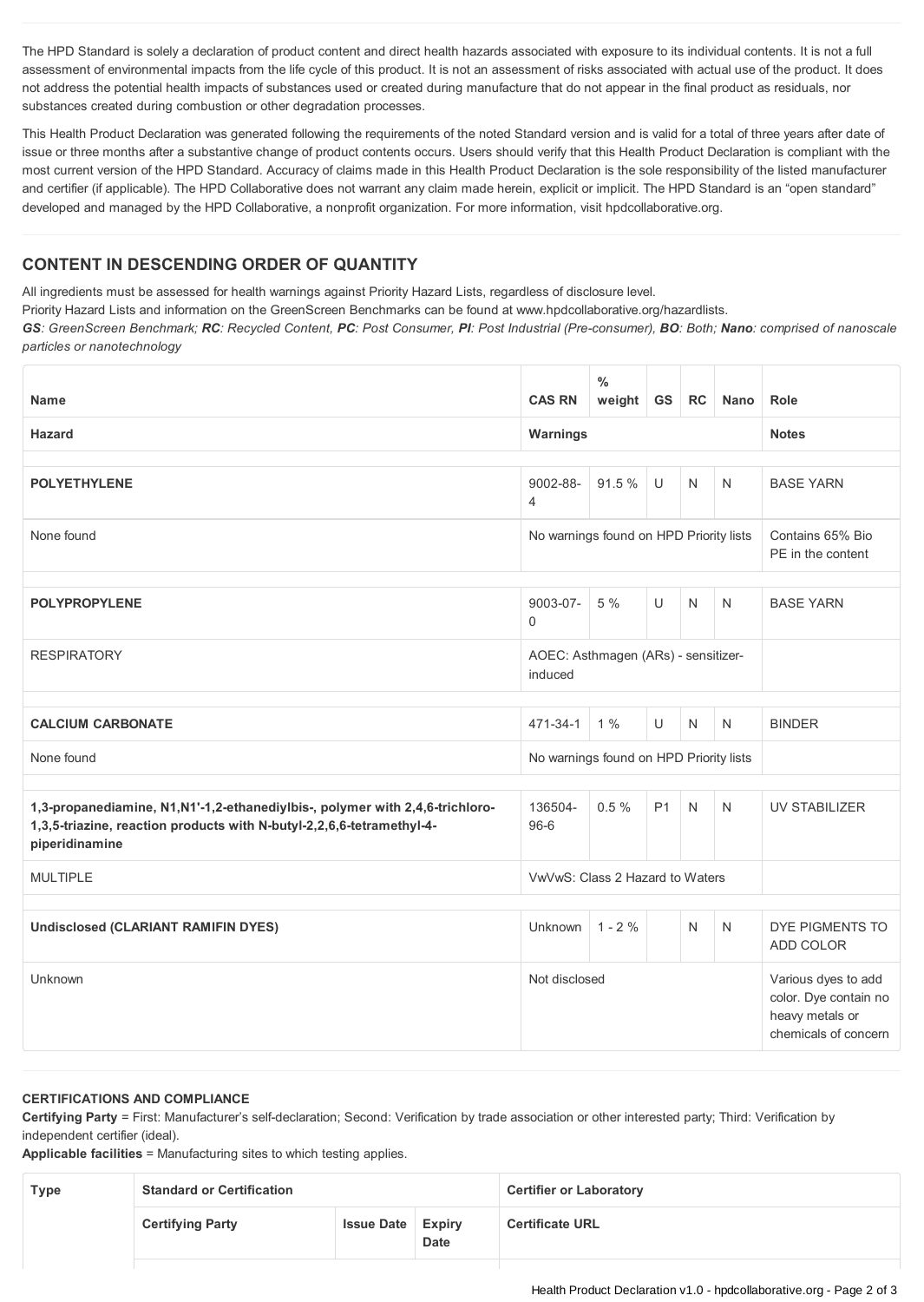The HPD Standard is solely a declaration of product content and direct health hazards associated with exposure to its individual contents. It is not a full assessment of environmental impacts from the life cycle of this product. It is not an assessment of risks associated with actual use of the product. It does not address the potential health impacts of substances used or created during manufacture that do not appear in the final product as residuals, nor substances created during combustion or other degradation processes.

This Health Product Declaration was generated following the requirements of the noted Standard version and is valid for a total of three years after date of issue or three months after a substantive change of product contents occurs. Users should verify that this Health Product Declaration is compliant with the most current version of the HPD Standard. Accuracy of claims made in this Health Product Declaration is the sole responsibility of the listed manufacturer and certifier (if applicable). The HPD Collaborative does not warrant any claim made herein, explicit or implicit. The HPD Standard is an "open standard" developed and managed by the HPD Collaborative, a nonprofit organization. For more information, visit hpdcollaborative.org.

## CONTENT IN DESCENDING ORDER OF QUANTITY

All ingredients must be assessed for health warnings against Priority Hazard Lists, regardless of disclosure level.
Priority Hazard Lists and information on the GreenScreen Benchmarks can be found at www.hpdcollaborative.org/hazardlists.
***GS**: GreenScreen Benchmark; **RC**: Recycled Content, **PC**: Post Consumer, **PI**: Post Industrial (Pre-consumer), **BO**: Both; **Nano**: comprised of nanoscale particles or nanotechnology*

| Name | CAS RN | % weight | GS | RC | Nano | Role |
|---|---|---|---|---|---|---|
| **Hazard** | **Warnings** | | | | | **Notes** |
| **POLYETHYLENE** | 9002-88-4 | 91.5 % | U | N | N | BASE YARN |
| None found | No warnings found on HPD Priority lists | | | | | Contains 65% Bio PE in the content |
| **POLYPROPYLENE** | 9003-07-0 | 5 % | U | N | N | BASE YARN |
| RESPIRATORY | AOEC: Asthmagen (ARs) - sensitizer-induced | | | | | |
| **CALCIUM CARBONATE** | 471-34-1 | 1 % | U | N | N | BINDER |
| None found | No warnings found on HPD Priority lists | | | | | |
| **1,3-propanediamine, N1,N1'-1,2-ethanediylbis-, polymer with 2,4,6-trichloro-1,3,5-triazine, reaction products with N-butyl-2,2,6,6-tetramethyl-4-piperidinamine** | 136504-96-6 | 0.5 % | P1 | N | N | UV STABILIZER |
| MULTIPLE | VwVwS: Class 2 Hazard to Waters | | | | | |
| **Undisclosed (CLARIANT RAMIFIN DYES)** | Unknown | 1 - 2 % | | N | N | DYE PIGMENTS TO ADD COLOR |
| Unknown | Not disclosed | | | | | Various dyes to add color. Dye contain no heavy metals or chemicals of concern |

**CERTIFICATIONS AND COMPLIANCE**

**Certifying Party** = First: Manufacturer's self-declaration; Second: Verification by trade association or other interested party; Third: Verification by independent certifier (ideal).
**Applicable facilities** = Manufacturing sites to which testing applies.

| Type | Standard or Certification | | | Certifier or Laboratory |
|---|---|---|---|---|
| | **Certifying Party** | **Issue Date** | **Expiry Date** | **Certificate URL** |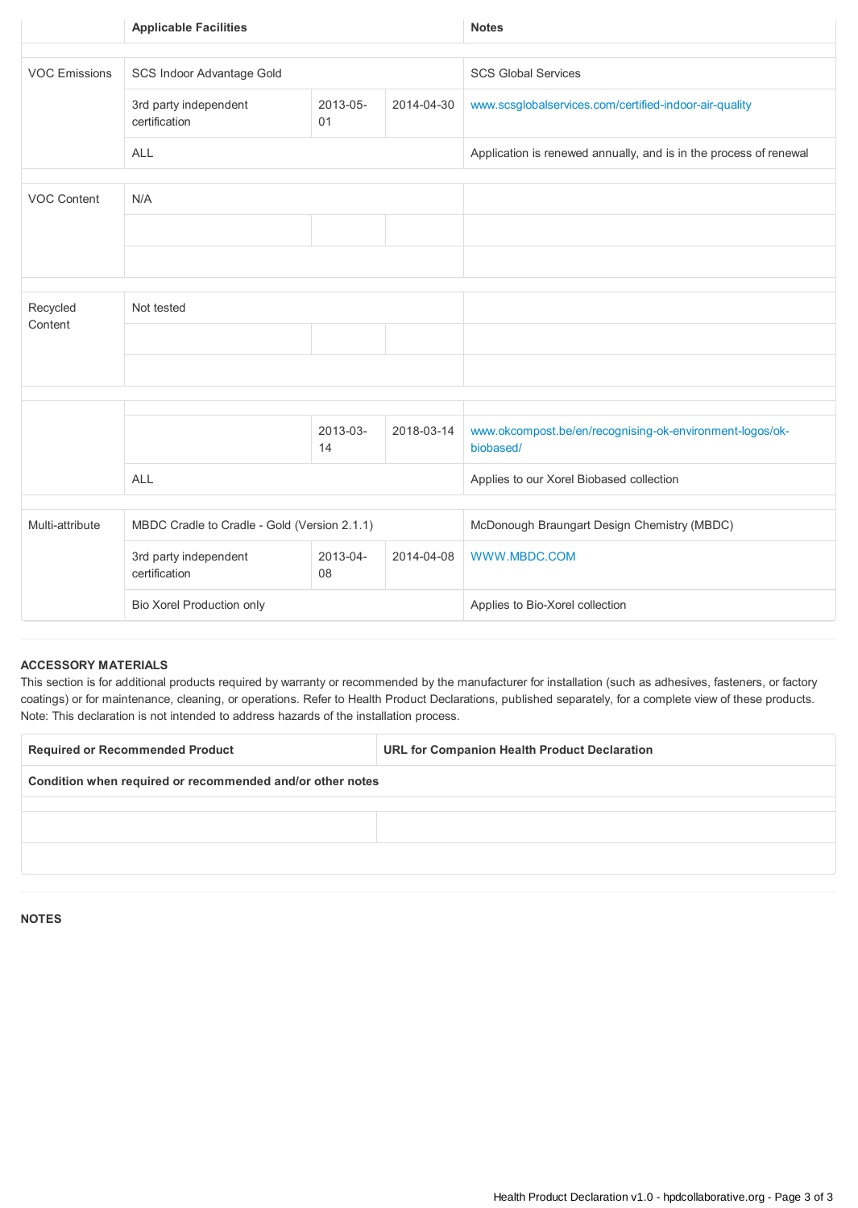| | Applicable Facilities | | | Notes |
|---|---|---|---|---|
| | | | | |
| VOC Emissions | SCS Indoor Advantage Gold | | | SCS Global Services |
| | 3rd party independent certification | 2013-05-01 | 2014-04-30 | www.scsglobalservices.com/certified-indoor-air-quality |
| | ALL | | | Application is renewed annually, and is in the process of renewal |
| | | | | |
| VOC Content | N/A | | | |
| | | | | |
| | | | | |
| | | | | |
| Recycled Content | Not tested | | | |
| | | | | |
| | | | | |
| | | | | |
| | | | | |
| | | 2013-03-14 | 2018-03-14 | www.okcompost.be/en/recognising-ok-environment-logos/ok-biobased/ |
| | ALL | | | Applies to our Xorel Biobased collection |
| | | | | |
| Multi-attribute | MBDC Cradle to Cradle - Gold (Version 2.1.1) | | | McDonough Braungart Design Chemistry (MBDC) |
| | 3rd party independent certification | 2013-04-08 | 2014-04-08 | WWW.MBDC.COM |
| | Bio Xorel Production only | | | Applies to Bio-Xorel collection |

## ACCESSORY MATERIALS

This section is for additional products required by warranty or recommended by the manufacturer for installation (such as adhesives, fasteners, or factory coatings) or for maintenance, cleaning, or operations. Refer to Health Product Declarations, published separately, for a complete view of these products. Note: This declaration is not intended to address hazards of the installation process.

| Required or Recommended Product | URL for Companion Health Product Declaration |
|---|---|
| **Condition when required or recommended and/or other notes** | |
| | |
| | |
| | |

## NOTES